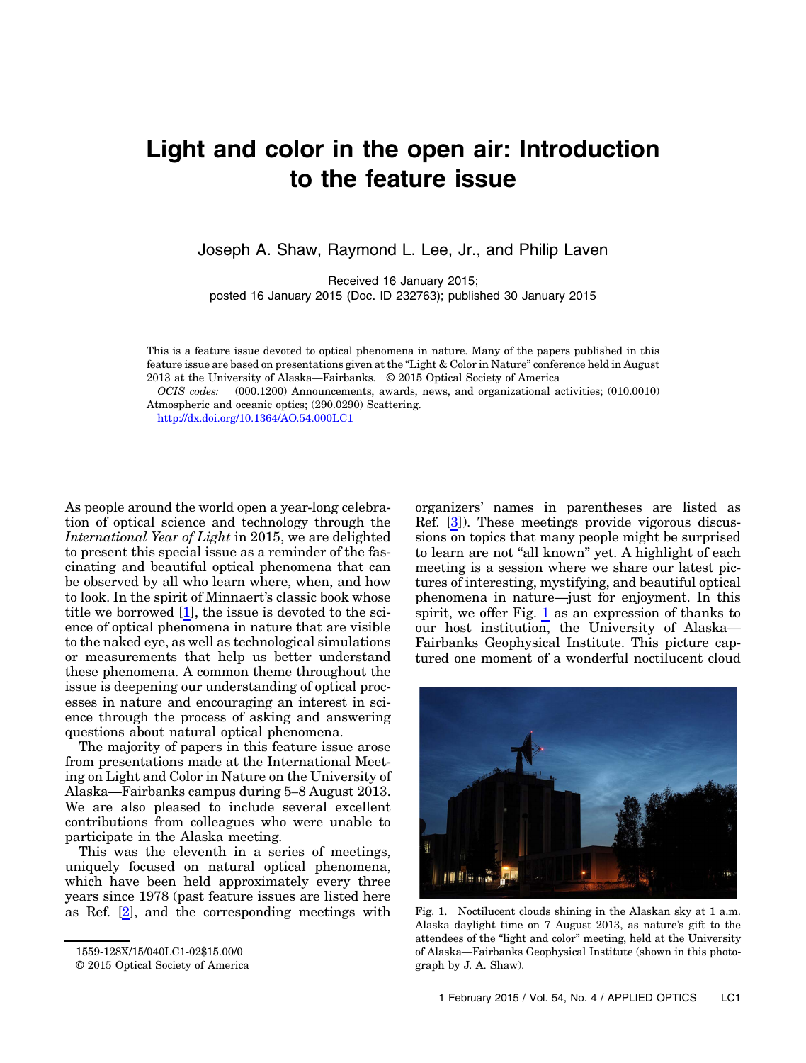# Light and color in the open air: Introduction to the feature issue

Joseph A. Shaw, Raymond L. Lee, Jr., and Philip Laven

Received 16 January 2015;
posted 16 January 2015 (Doc. ID 232763); published 30 January 2015

This is a feature issue devoted to optical phenomena in nature. Many of the papers published in this feature issue are based on presentations given at the "Light & Color in Nature" conference held in August 2013 at the University of Alaska—Fairbanks. © 2015 Optical Society of America

*OCIS codes:* (000.1200) Announcements, awards, news, and organizational activities; (010.0010) Atmospheric and oceanic optics; (290.0290) Scattering.

http://dx.doi.org/10.1364/AO.54.000LC1

As people around the world open a year-long celebration of optical science and technology through the *International Year of Light* in 2015, we are delighted to present this special issue as a reminder of the fascinating and beautiful optical phenomena that can be observed by all who learn where, when, and how to look. In the spirit of Minnaert's classic book whose title we borrowed [1], the issue is devoted to the science of optical phenomena in nature that are visible to the naked eye, as well as technological simulations or measurements that help us better understand these phenomena. A common theme throughout the issue is deepening our understanding of optical processes in nature and encouraging an interest in science through the process of asking and answering questions about natural optical phenomena.

The majority of papers in this feature issue arose from presentations made at the International Meeting on Light and Color in Nature on the University of Alaska—Fairbanks campus during 5–8 August 2013. We are also pleased to include several excellent contributions from colleagues who were unable to participate in the Alaska meeting.

This was the eleventh in a series of meetings, uniquely focused on natural optical phenomena, which have been held approximately every three years since 1978 (past feature issues are listed here as Ref. [2], and the corresponding meetings with organizers' names in parentheses are listed as Ref. [3]). These meetings provide vigorous discussions on topics that many people might be surprised to learn are not "all known" yet. A highlight of each meeting is a session where we share our latest pictures of interesting, mystifying, and beautiful optical phenomena in nature—just for enjoyment. In this spirit, we offer Fig. 1 as an expression of thanks to our host institution, the University of Alaska—Fairbanks Geophysical Institute. This picture captured one moment of a wonderful noctilucent cloud

Fig. 1. Noctilucent clouds shining in the Alaskan sky at 1 a.m. Alaska daylight time on 7 August 2013, as nature's gift to the attendees of the "light and color" meeting, held at the University of Alaska—Fairbanks Geophysical Institute (shown in this photograph by J. A. Shaw).

1559-128X/15/040LC1-02$15.00/0
© 2015 Optical Society of America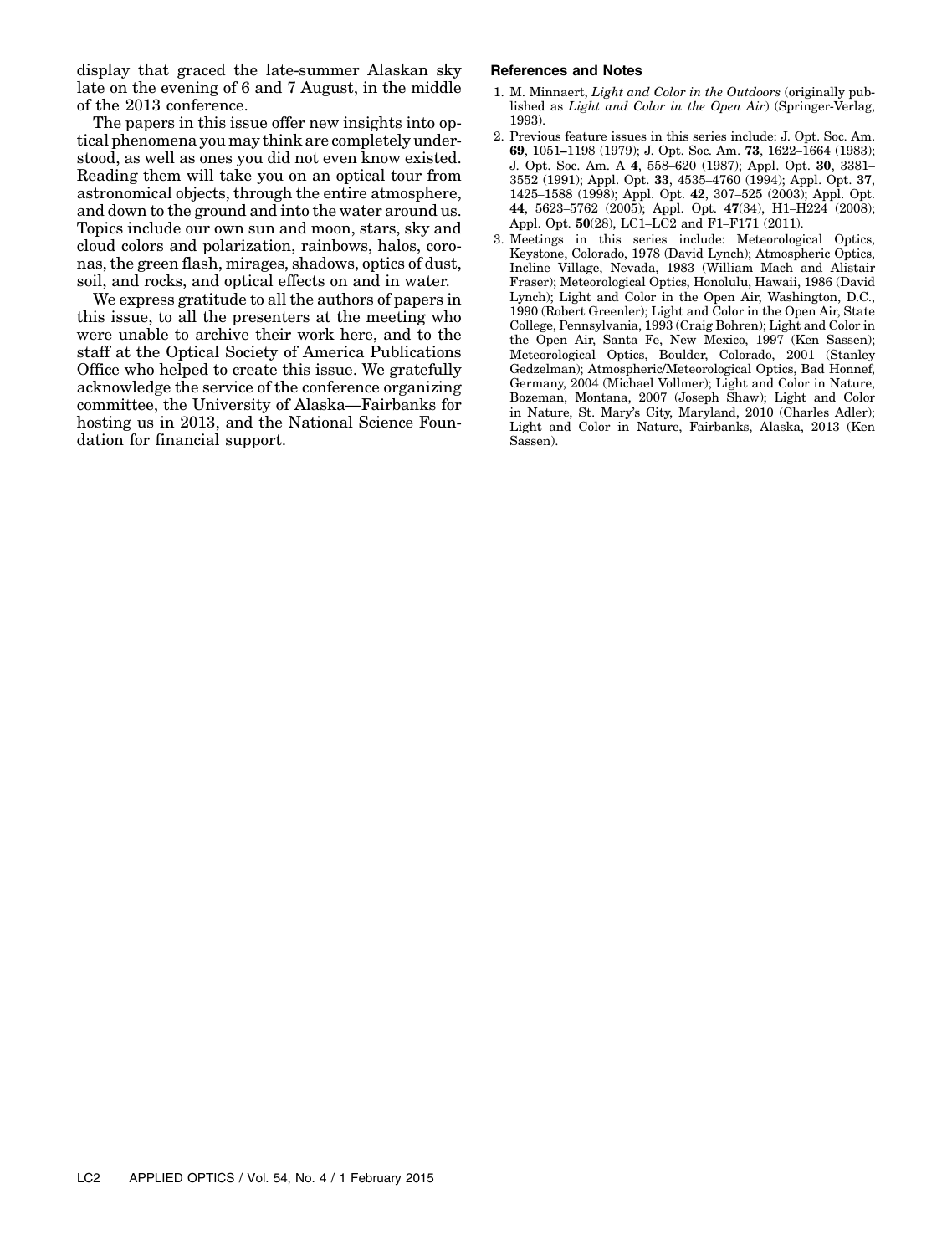display that graced the late-summer Alaskan sky late on the evening of 6 and 7 August, in the middle of the 2013 conference.

The papers in this issue offer new insights into optical phenomena you may think are completely understood, as well as ones you did not even know existed. Reading them will take you on an optical tour from astronomical objects, through the entire atmosphere, and down to the ground and into the water around us. Topics include our own sun and moon, stars, sky and cloud colors and polarization, rainbows, halos, coronas, the green flash, mirages, shadows, optics of dust, soil, and rocks, and optical effects on and in water.

We express gratitude to all the authors of papers in this issue, to all the presenters at the meeting who were unable to archive their work here, and to the staff at the Optical Society of America Publications Office who helped to create this issue. We gratefully acknowledge the service of the conference organizing committee, the University of Alaska—Fairbanks for hosting us in 2013, and the National Science Foundation for financial support.

### References and Notes

1. M. Minnaert, *Light and Color in the Outdoors* (originally published as *Light and Color in the Open Air*) (Springer-Verlag, 1993).
2. Previous feature issues in this series include: J. Opt. Soc. Am. **69**, 1051–1198 (1979); J. Opt. Soc. Am. **73**, 1622–1664 (1983); J. Opt. Soc. Am. A **4**, 558–620 (1987); Appl. Opt. **30**, 3381–3552 (1991); Appl. Opt. **33**, 4535–4760 (1994); Appl. Opt. **37**, 1425–1588 (1998); Appl. Opt. **42**, 307–525 (2003); Appl. Opt. **44**, 5623–5762 (2005); Appl. Opt. **47**(34), H1–H224 (2008); Appl. Opt. **50**(28), LC1–LC2 and F1–F171 (2011).
3. Meetings in this series include: Meteorological Optics, Keystone, Colorado, 1978 (David Lynch); Atmospheric Optics, Incline Village, Nevada, 1983 (William Mach and Alistair Fraser); Meteorological Optics, Honolulu, Hawaii, 1986 (David Lynch); Light and Color in the Open Air, Washington, D.C., 1990 (Robert Greenler); Light and Color in the Open Air, State College, Pennsylvania, 1993 (Craig Bohren); Light and Color in the Open Air, Santa Fe, New Mexico, 1997 (Ken Sassen); Meteorological Optics, Boulder, Colorado, 2001 (Stanley Gedzelman); Atmospheric/Meteorological Optics, Bad Honnef, Germany, 2004 (Michael Vollmer); Light and Color in Nature, Bozeman, Montana, 2007 (Joseph Shaw); Light and Color in Nature, St. Mary's City, Maryland, 2010 (Charles Adler); Light and Color in Nature, Fairbanks, Alaska, 2013 (Ken Sassen).